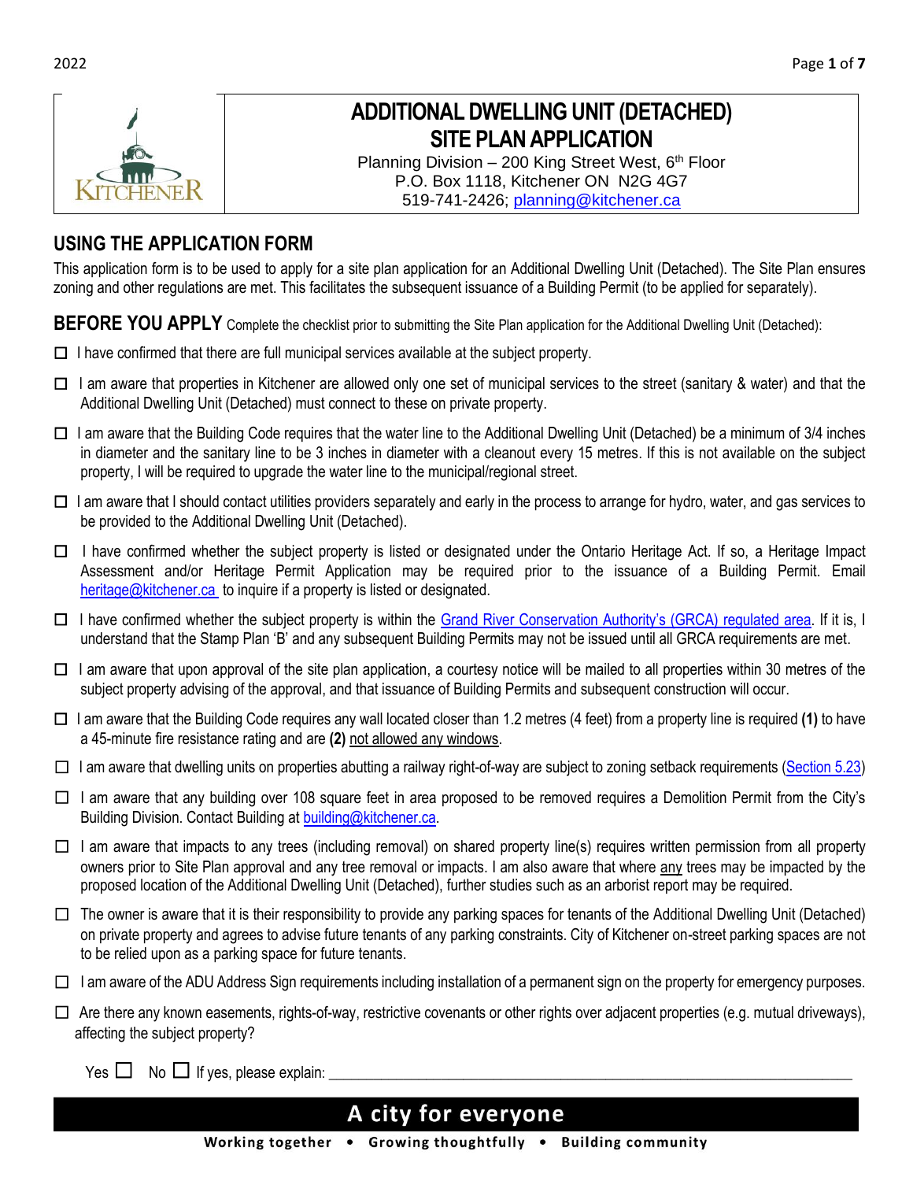# ADDITIONAL DWELLING UNIT (DETACHED) SITE PLAN APPLICATION

Planning Division – 200 King Street West, 6th Floor
P.O. Box 1118, Kitchener ON N2G 4G7
519-741-2426; planning@kitchener.ca

## USING THE APPLICATION FORM

This application form is to be used to apply for a site plan application for an Additional Dwelling Unit (Detached). The Site Plan ensures zoning and other regulations are met. This facilitates the subsequent issuance of a Building Permit (to be applied for separately).

## BEFORE YOU APPLY

Complete the checklist prior to submitting the Site Plan application for the Additional Dwelling Unit (Detached):

- ☐ I have confirmed that there are full municipal services available at the subject property.
- ☐ I am aware that properties in Kitchener are allowed only one set of municipal services to the street (sanitary & water) and that the Additional Dwelling Unit (Detached) must connect to these on private property.
- ☐ I am aware that the Building Code requires that the water line to the Additional Dwelling Unit (Detached) be a minimum of 3/4 inches in diameter and the sanitary line to be 3 inches in diameter with a cleanout every 15 metres. If this is not available on the subject property, I will be required to upgrade the water line to the municipal/regional street.
- ☐ I am aware that I should contact utilities providers separately and early in the process to arrange for hydro, water, and gas services to be provided to the Additional Dwelling Unit (Detached).
- ☐ I have confirmed whether the subject property is listed or designated under the Ontario Heritage Act. If so, a Heritage Impact Assessment and/or Heritage Permit Application may be required prior to the issuance of a Building Permit. Email heritage@kitchener.ca to inquire if a property is listed or designated.
- ☐ I have confirmed whether the subject property is within the Grand River Conservation Authority's (GRCA) regulated area. If it is, I understand that the Stamp Plan 'B' and any subsequent Building Permits may not be issued until all GRCA requirements are met.
- ☐ I am aware that upon approval of the site plan application, a courtesy notice will be mailed to all properties within 30 metres of the subject property advising of the approval, and that issuance of Building Permits and subsequent construction will occur.
- ☐ I am aware that the Building Code requires any wall located closer than 1.2 metres (4 feet) from a property line is required **(1)** to have a 45-minute fire resistance rating and are **(2)** not allowed any windows.
- ☐ I am aware that dwelling units on properties abutting a railway right-of-way are subject to zoning setback requirements (Section 5.23)
- ☐ I am aware that any building over 108 square feet in area proposed to be removed requires a Demolition Permit from the City's Building Division. Contact Building at building@kitchener.ca.
- ☐ I am aware that impacts to any trees (including removal) on shared property line(s) requires written permission from all property owners prior to Site Plan approval and any tree removal or impacts. I am also aware that where any trees may be impacted by the proposed location of the Additional Dwelling Unit (Detached), further studies such as an arborist report may be required.
- ☐ The owner is aware that it is their responsibility to provide any parking spaces for tenants of the Additional Dwelling Unit (Detached) on private property and agrees to advise future tenants of any parking constraints. City of Kitchener on-street parking spaces are not to be relied upon as a parking space for future tenants.
- ☐ I am aware of the ADU Address Sign requirements including installation of a permanent sign on the property for emergency purposes.
- ☐ Are there any known easements, rights-of-way, restrictive covenants or other rights over adjacent properties (e.g. mutual driveways), affecting the subject property?

  Yes ☐ No ☐ If yes, please explain: ____________________________________________

**A city for everyone**

Working together • Growing thoughtfully • Building community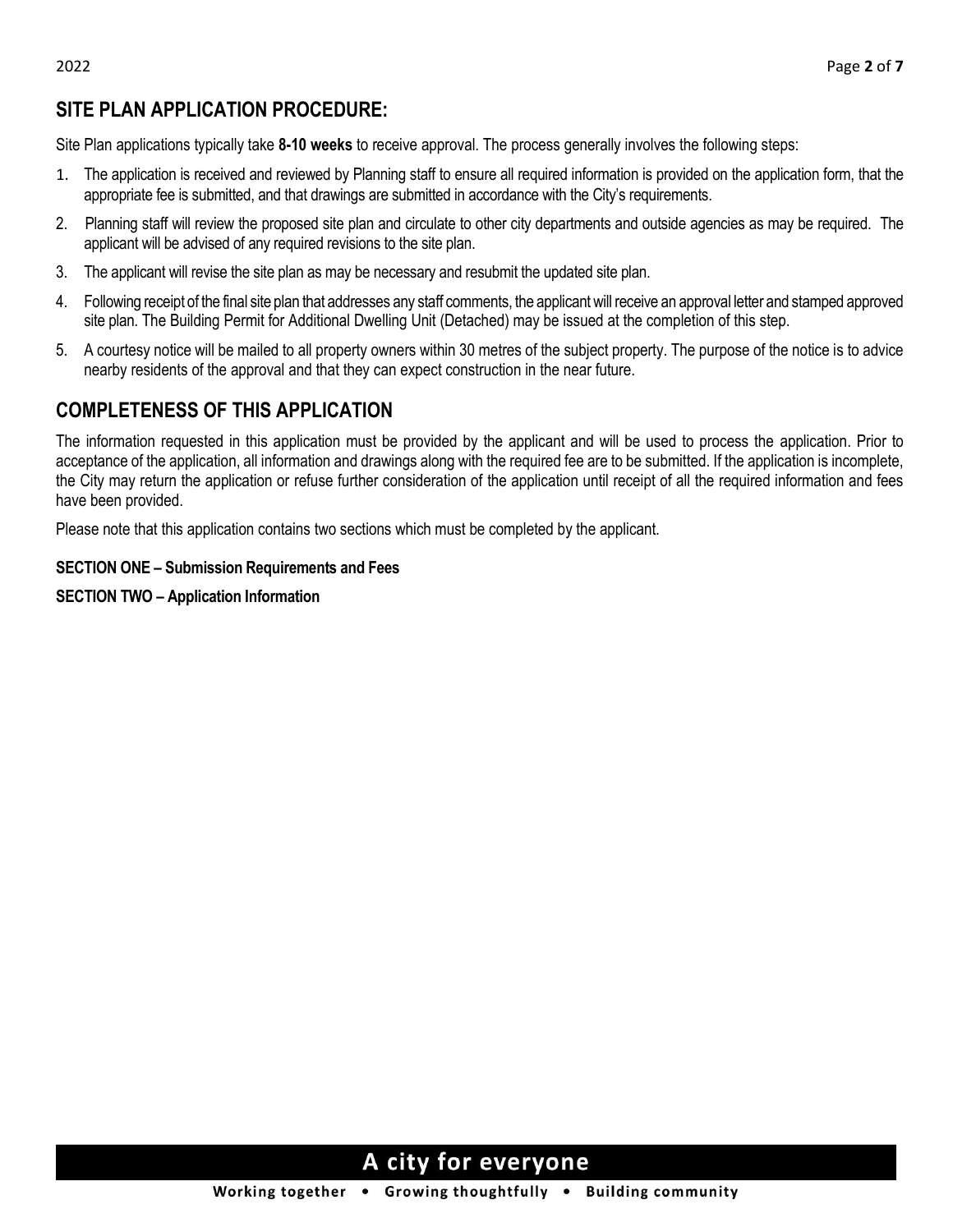## SITE PLAN APPLICATION PROCEDURE:

Site Plan applications typically take **8-10 weeks** to receive approval. The process generally involves the following steps:

1. The application is received and reviewed by Planning staff to ensure all required information is provided on the application form, that the appropriate fee is submitted, and that drawings are submitted in accordance with the City's requirements.
2. Planning staff will review the proposed site plan and circulate to other city departments and outside agencies as may be required. The applicant will be advised of any required revisions to the site plan.
3. The applicant will revise the site plan as may be necessary and resubmit the updated site plan.
4. Following receipt of the final site plan that addresses any staff comments, the applicant will receive an approval letter and stamped approved site plan. The Building Permit for Additional Dwelling Unit (Detached) may be issued at the completion of this step.
5. A courtesy notice will be mailed to all property owners within 30 metres of the subject property. The purpose of the notice is to advice nearby residents of the approval and that they can expect construction in the near future.

## COMPLETENESS OF THIS APPLICATION

The information requested in this application must be provided by the applicant and will be used to process the application. Prior to acceptance of the application, all information and drawings along with the required fee are to be submitted. If the application is incomplete, the City may return the application or refuse further consideration of the application until receipt of all the required information and fees have been provided.

Please note that this application contains two sections which must be completed by the applicant.

**SECTION ONE – Submission Requirements and Fees**

**SECTION TWO – Application Information**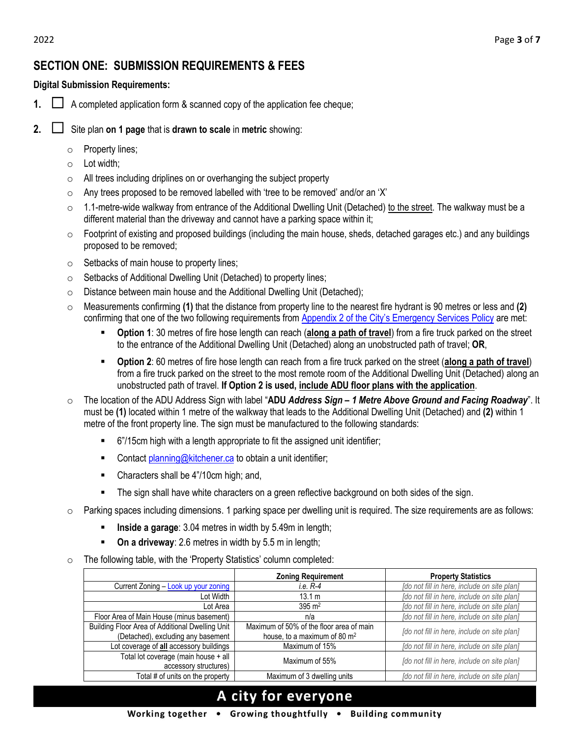## SECTION ONE: SUBMISSION REQUIREMENTS & FEES

**Digital Submission Requirements:**

1. ☐ A completed application form & scanned copy of the application fee cheque;

2. ☐ Site plan **on 1 page** that is **drawn to scale** in **metric** showing:
   - Property lines;
   - Lot width;
   - All trees including driplines on or overhanging the subject property
   - Any trees proposed to be removed labelled with 'tree to be removed' and/or an 'X'
   - 1.1-metre-wide walkway from entrance of the Additional Dwelling Unit (Detached) to the street. The walkway must be a different material than the driveway and cannot have a parking space within it;
   - Footprint of existing and proposed buildings (including the main house, sheds, detached garages etc.) and any buildings proposed to be removed;
   - Setbacks of main house to property lines;
   - Setbacks of Additional Dwelling Unit (Detached) to property lines;
   - Distance between main house and the Additional Dwelling Unit (Detached);
   - Measurements confirming **(1)** that the distance from property line to the nearest fire hydrant is 90 metres or less and **(2)** confirming that one of the two following requirements from Appendix 2 of the City's Emergency Services Policy are met:
     - **Option 1**: 30 metres of fire hose length can reach (**along a path of travel**) from a fire truck parked on the street to the entrance of the Additional Dwelling Unit (Detached) along an unobstructed path of travel; **OR**,
     - **Option 2**: 60 metres of fire hose length can reach from a fire truck parked on the street (**along a path of travel**) from a fire truck parked on the street to the most remote room of the Additional Dwelling Unit (Detached) along an unobstructed path of travel. **If Option 2 is used, include ADU floor plans with the application**.
   - The location of the ADU Address Sign with label "**ADU *Address Sign – 1 Metre Above Ground and Facing Roadway***". It must be **(1)** located within 1 metre of the walkway that leads to the Additional Dwelling Unit (Detached) and **(2)** within 1 metre of the front property line. The sign must be manufactured to the following standards:
     - 6"/15cm high with a length appropriate to fit the assigned unit identifier;
     - Contact planning@kitchener.ca to obtain a unit identifier;
     - Characters shall be 4"/10cm high; and,
     - The sign shall have white characters on a green reflective background on both sides of the sign.
   - Parking spaces including dimensions. 1 parking space per dwelling unit is required. The size requirements are as follows:
     - **Inside a garage**: 3.04 metres in width by 5.49m in length;
     - **On a driveway**: 2.6 metres in width by 5.5 m in length;
   - The following table, with the 'Property Statistics' column completed:

| | Zoning Requirement | Property Statistics |
|---|---|---|
| Current Zoning – Look up your zoning | *i.e. R-4* | *[do not fill in here, include on site plan]* |
| Lot Width | 13.1 m | *[do not fill in here, include on site plan]* |
| Lot Area | 395 m² | *[do not fill in here, include on site plan]* |
| Floor Area of Main House (minus basement) | n/a | *[do not fill in here, include on site plan]* |
| Building Floor Area of Additional Dwelling Unit (Detached), excluding any basement | Maximum of 50% of the floor area of main house, to a maximum of 80 m² | *[do not fill in here, include on site plan]* |
| Lot coverage of **all** accessory buildings | Maximum of 15% | *[do not fill in here, include on site plan]* |
| Total lot coverage (main house + all accessory structures) | Maximum of 55% | *[do not fill in here, include on site plan]* |
| Total # of units on the property | Maximum of 3 dwelling units | *[do not fill in here, include on site plan]* |

**A city for everyone**

Working together • Growing thoughtfully • Building community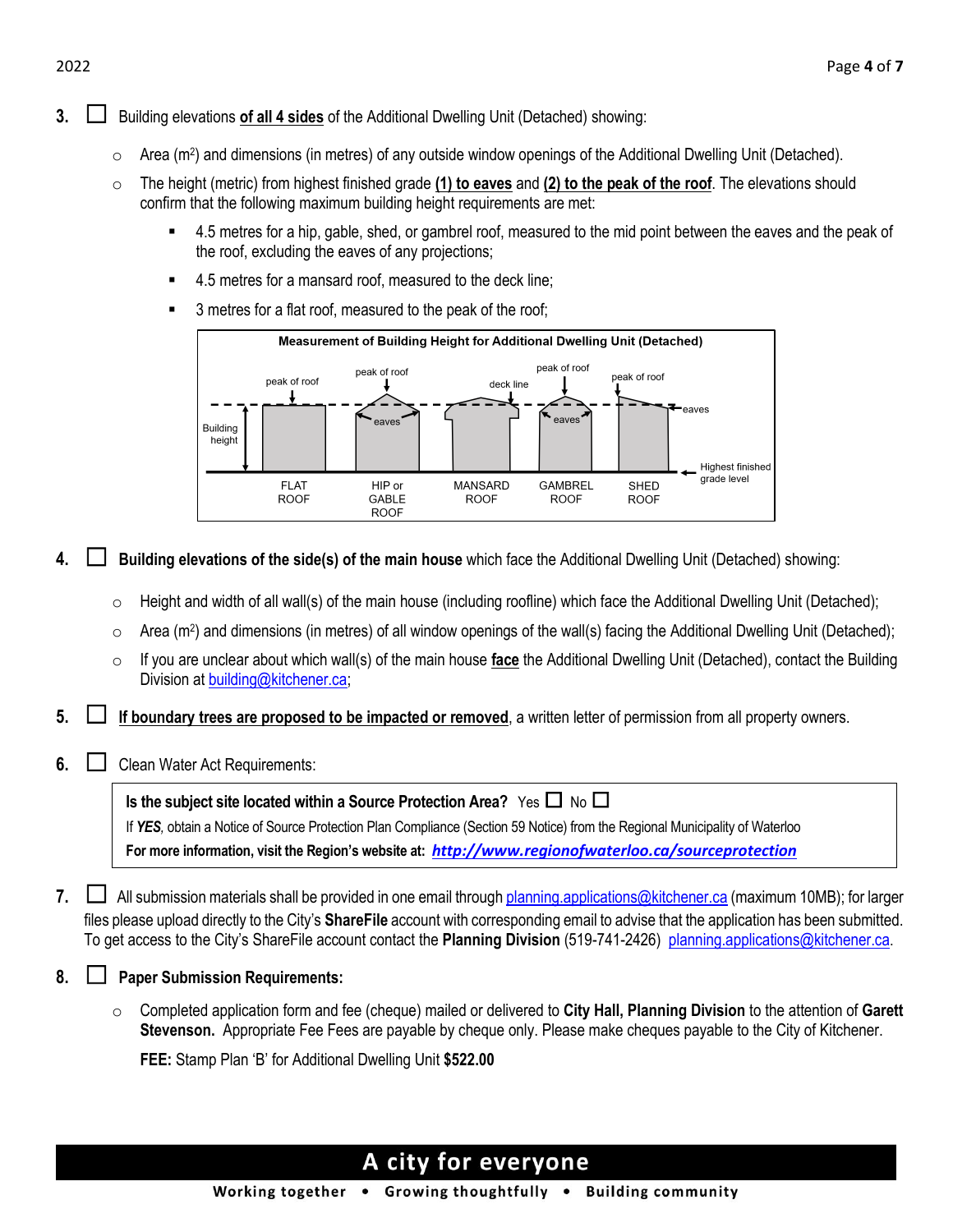3. ☐ Building elevations **of all 4 sides** of the Additional Dwelling Unit (Detached) showing:

   - Area ($m^2$) and dimensions (in metres) of any outside window openings of the Additional Dwelling Unit (Detached).
   - The height (metric) from highest finished grade **(1) to eaves** and **(2) to the peak of the roof**. The elevations should confirm that the following maximum building height requirements are met:
     - 4.5 metres for a hip, gable, shed, or gambrel roof, measured to the mid point between the eaves and the peak of the roof, excluding the eaves of any projections;
     - 4.5 metres for a mansard roof, measured to the deck line;
     - 3 metres for a flat roof, measured to the peak of the roof;

**Measurement of Building Height for Additional Dwelling Unit (Detached)**

Building height — peak of roof — peak of roof — eaves — deck line — peak of roof — eaves — peak of roof — eaves — Highest finished grade level

FLAT ROOF — HIP or GABLE ROOF — MANSARD ROOF — GAMBREL ROOF — SHED ROOF

4. ☐ **Building elevations of the side(s) of the main house** which face the Additional Dwelling Unit (Detached) showing:

   - Height and width of all wall(s) of the main house (including roofline) which face the Additional Dwelling Unit (Detached);
   - Area ($m^2$) and dimensions (in metres) of all window openings of the wall(s) facing the Additional Dwelling Unit (Detached);
   - If you are unclear about which wall(s) of the main house **face** the Additional Dwelling Unit (Detached), contact the Building Division at building@kitchener.ca;

5. ☐ **If boundary trees are proposed to be impacted or removed**, a written letter of permission from all property owners.

6. ☐ Clean Water Act Requirements:

   **Is the subject site located within a Source Protection Area?** Yes ☐ No ☐
   If ***YES***, obtain a Notice of Source Protection Plan Compliance (Section 59 Notice) from the Regional Municipality of Waterloo
   **For more information, visit the Region's website at:** ***http://www.regionofwaterloo.ca/sourceprotection***

7. ☐ All submission materials shall be provided in one email through planning.applications@kitchener.ca (maximum 10MB); for larger files please upload directly to the City's **ShareFile** account with corresponding email to advise that the application has been submitted. To get access to the City's ShareFile account contact the **Planning Division** (519-741-2426) planning.applications@kitchener.ca.

8. ☐ **Paper Submission Requirements:**

   - Completed application form and fee (cheque) mailed or delivered to **City Hall, Planning Division** to the attention of **Garett Stevenson.** Appropriate Fee Fees are payable by cheque only. Please make cheques payable to the City of Kitchener.

     **FEE:** Stamp Plan 'B' for Additional Dwelling Unit **$522.00**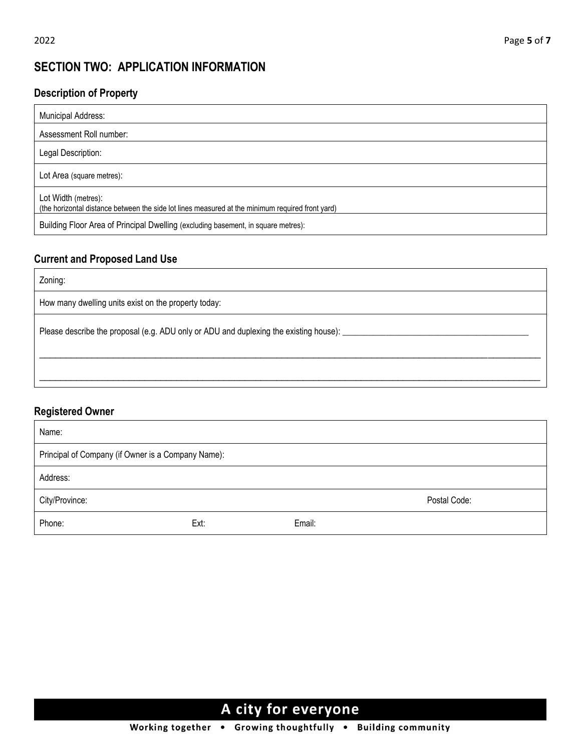## SECTION TWO: APPLICATION INFORMATION

### Description of Property

| |
|---|
| Municipal Address: |
| Assessment Roll number: |
| Legal Description: |
| Lot Area (square metres): |
| Lot Width (metres):<br>(the horizontal distance between the side lot lines measured at the minimum required front yard) |
| Building Floor Area of Principal Dwelling (excluding basement, in square metres): |

### Current and Proposed Land Use

| |
|---|
| Zoning: |
| How many dwelling units exist on the property today: |
| Please describe the proposal (e.g. ADU only or ADU and duplexing the existing house): ___________________________________________<br>______________________________________________________________________________________________________________<br>______________________________________________________________________________________________________________ |

### Registered Owner

| | | |
|---|---|---|
| Name: | | |
| Principal of Company (if Owner is a Company Name): | | |
| Address: | | |
| City/Province: | | Postal Code: |
| Phone: | Ext: | Email: |

**A city for everyone**

**Working together • Growing thoughtfully • Building community**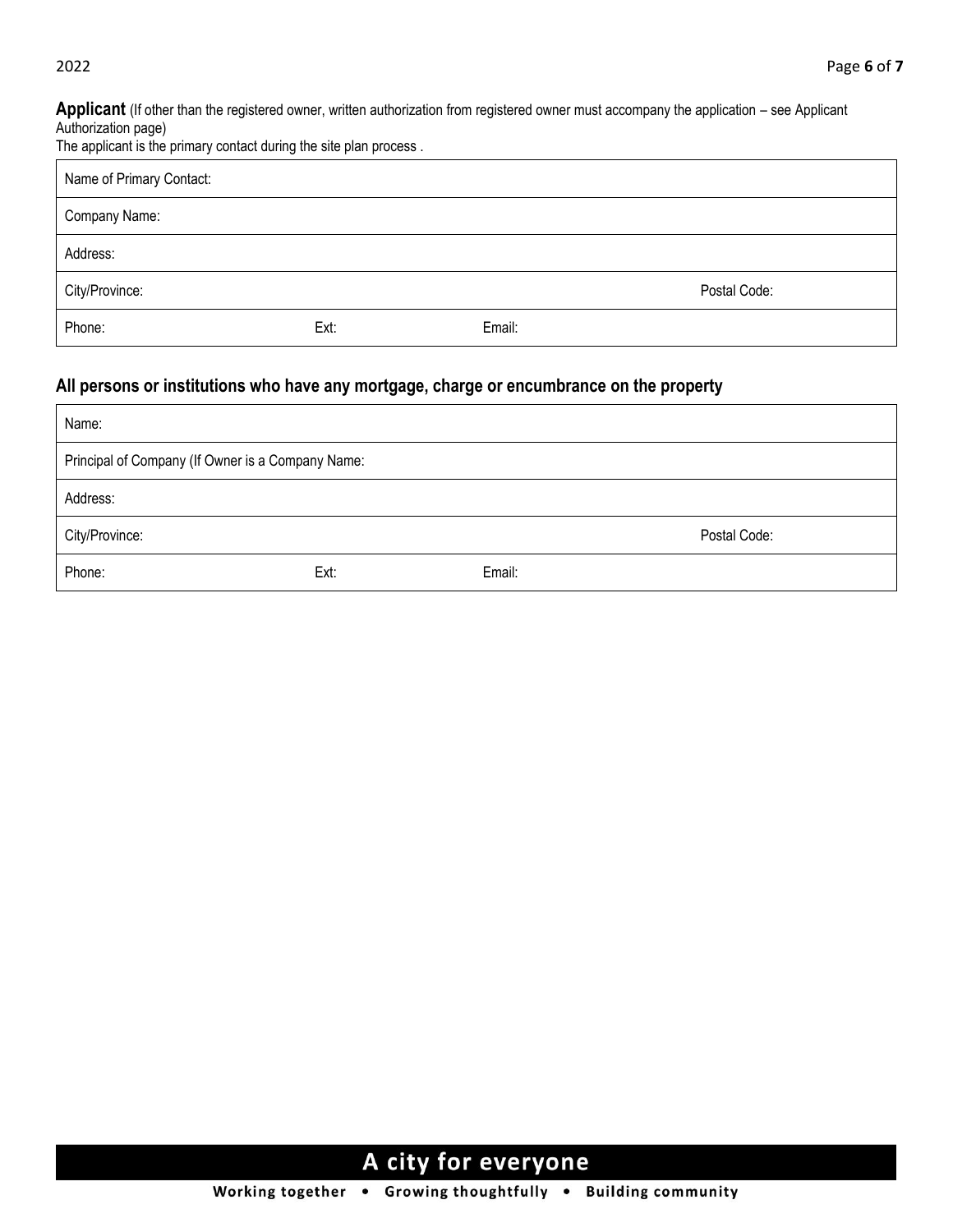**Applicant** (If other than the registered owner, written authorization from registered owner must accompany the application – see Applicant Authorization page)
The applicant is the primary contact during the site plan process .

| Name of Primary Contact: | | |
|---|---|---|
| Company Name: | | |
| Address: | | |
| City/Province: | | Postal Code: |
| Phone: | Ext: | Email: |

## All persons or institutions who have any mortgage, charge or encumbrance on the property

| Name: | | |
|---|---|---|
| Principal of Company (If Owner is a Company Name: | | |
| Address: | | |
| City/Province: | | Postal Code: |
| Phone: | Ext: | Email: |

**A city for everyone**

**Working together • Growing thoughtfully • Building community**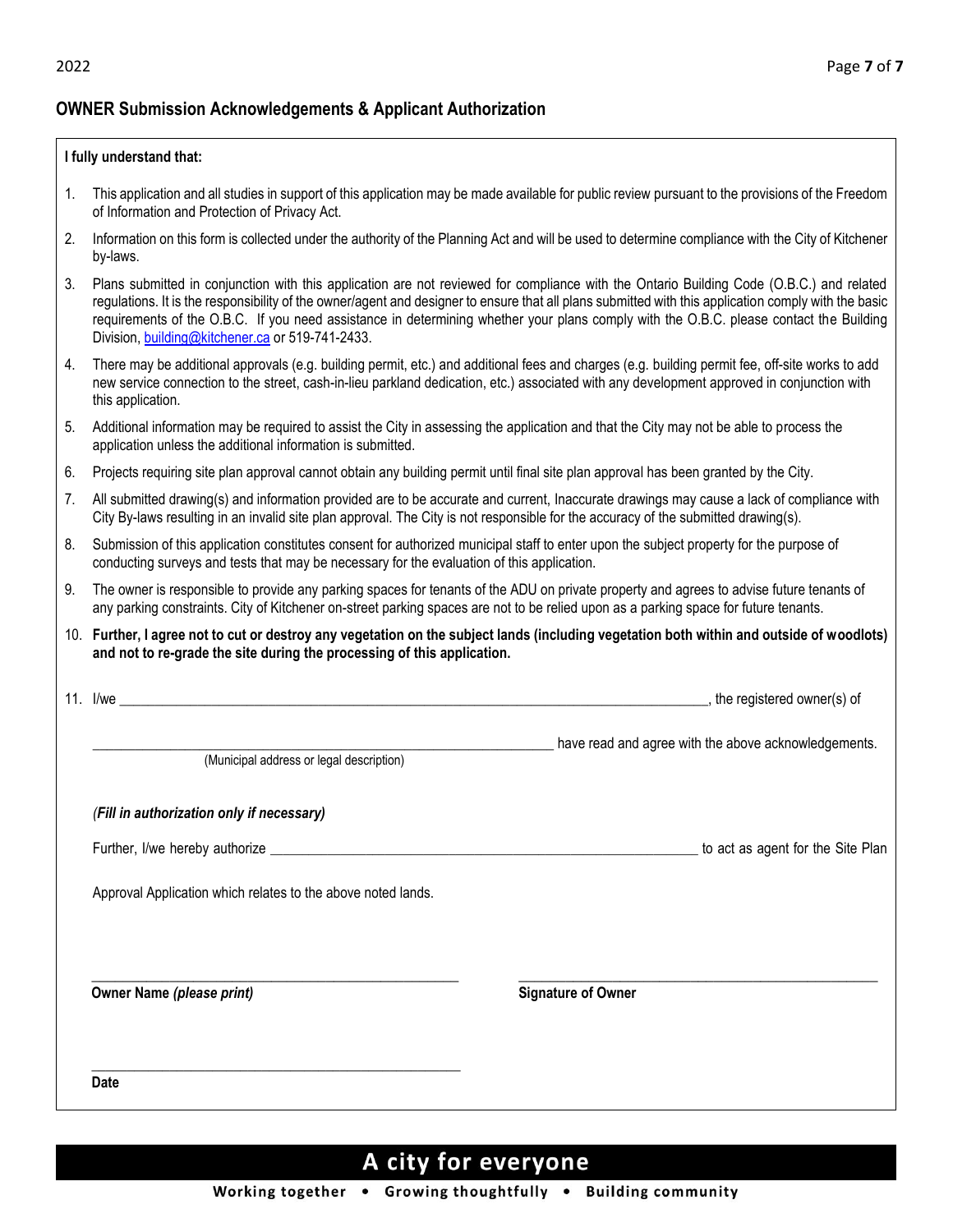## OWNER Submission Acknowledgements & Applicant Authorization

**I fully understand that:**

1. This application and all studies in support of this application may be made available for public review pursuant to the provisions of the Freedom of Information and Protection of Privacy Act.
2. Information on this form is collected under the authority of the Planning Act and will be used to determine compliance with the City of Kitchener by-laws.
3. Plans submitted in conjunction with this application are not reviewed for compliance with the Ontario Building Code (O.B.C.) and related regulations. It is the responsibility of the owner/agent and designer to ensure that all plans submitted with this application comply with the basic requirements of the O.B.C. If you need assistance in determining whether your plans comply with the O.B.C. please contact the Building Division, building@kitchener.ca or 519-741-2433.
4. There may be additional approvals (e.g. building permit, etc.) and additional fees and charges (e.g. building permit fee, off-site works to add new service connection to the street, cash-in-lieu parkland dedication, etc.) associated with any development approved in conjunction with this application.
5. Additional information may be required to assist the City in assessing the application and that the City may not be able to process the application unless the additional information is submitted.
6. Projects requiring site plan approval cannot obtain any building permit until final site plan approval has been granted by the City.
7. All submitted drawing(s) and information provided are to be accurate and current, Inaccurate drawings may cause a lack of compliance with City By-laws resulting in an invalid site plan approval. The City is not responsible for the accuracy of the submitted drawing(s).
8. Submission of this application constitutes consent for authorized municipal staff to enter upon the subject property for the purpose of conducting surveys and tests that may be necessary for the evaluation of this application.
9. The owner is responsible to provide any parking spaces for tenants of the ADU on private property and agrees to advise future tenants of any parking constraints. City of Kitchener on-street parking spaces are not to be relied upon as a parking space for future tenants.
10. **Further, I agree not to cut or destroy any vegetation on the subject lands (including vegetation both within and outside of woodlots) and not to re-grade the site during the processing of this application.**
11. I/we ______________________________________________, the registered owner(s) of

    ______________________________________________ have read and agree with the above acknowledgements.
    (Municipal address or legal description)

    *(**Fill in authorization only if necessary**)*

    Further, I/we hereby authorize ______________________________________ to act as agent for the Site Plan Approval Application which relates to the above noted lands.

______________________________ ______________________________

**Owner Name** ***(please print)*** **Signature of Owner**

______________________________

**Date**

**A city for everyone**

**Working together • Growing thoughtfully • Building community**